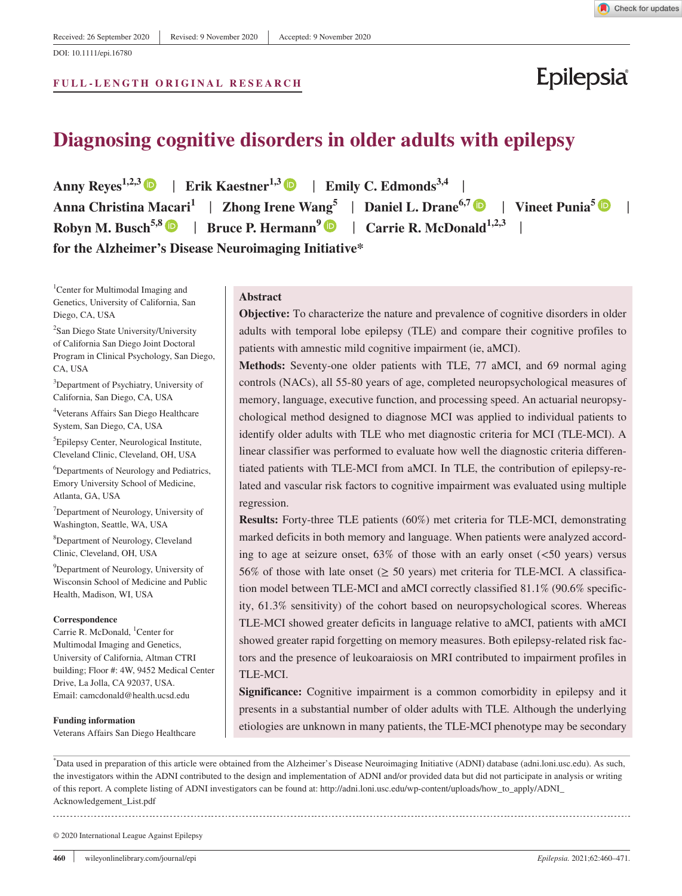Received: 26 September 2020 | Revised: 9 November 2020 | Accepted: 9 November 2020

DOI: 10.1111/epi.16780

FULL-LENGTH ORIGINAL RESEARCH

# Diagnosing cognitive disorders in older adults with epilepsy

**Anny Reyes**[1,2,3] | **Erik Kaestner**[1,3] | **Emily C. Edmonds**[3,4] | **Anna Christina Macari**[1] | **Zhong Irene Wang**[5] | **Daniel L. Drane**[6,7] | **Vineet Punia**[5] | **Robyn M. Busch**[5,8] | **Bruce P. Hermann**[9] | **Carrie R. McDonald**[1,2,3] | **for the Alzheimer's Disease Neuroimaging Initiative***

[1]Center for Multimodal Imaging and Genetics, University of California, San Diego, CA, USA

[2]San Diego State University/University of California San Diego Joint Doctoral Program in Clinical Psychology, San Diego, CA, USA

[3]Department of Psychiatry, University of California, San Diego, CA, USA

[4]Veterans Affairs San Diego Healthcare System, San Diego, CA, USA

[5]Epilepsy Center, Neurological Institute, Cleveland Clinic, Cleveland, OH, USA

[6]Departments of Neurology and Pediatrics, Emory University School of Medicine, Atlanta, GA, USA

[7]Department of Neurology, University of Washington, Seattle, WA, USA

[8]Department of Neurology, Cleveland Clinic, Cleveland, OH, USA

[9]Department of Neurology, University of Wisconsin School of Medicine and Public Health, Madison, WI, USA

**Correspondence**
Carrie R. McDonald, [1]Center for Multimodal Imaging and Genetics, University of California, Altman CTRI building; Floor #: 4W, 9452 Medical Center Drive, La Jolla, CA 92037, USA.
Email: camcdonald@health.ucsd.edu

**Funding information**
Veterans Affairs San Diego Healthcare

## Abstract

**Objective:** To characterize the nature and prevalence of cognitive disorders in older adults with temporal lobe epilepsy (TLE) and compare their cognitive profiles to patients with amnestic mild cognitive impairment (ie, aMCI).

**Methods:** Seventy-one older patients with TLE, 77 aMCI, and 69 normal aging controls (NACs), all 55-80 years of age, completed neuropsychological measures of memory, language, executive function, and processing speed. An actuarial neuropsychological method designed to diagnose MCI was applied to individual patients to identify older adults with TLE who met diagnostic criteria for MCI (TLE-MCI). A linear classifier was performed to evaluate how well the diagnostic criteria differentiated patients with TLE-MCI from aMCI. In TLE, the contribution of epilepsy-related and vascular risk factors to cognitive impairment was evaluated using multiple regression.

**Results:** Forty-three TLE patients (60%) met criteria for TLE-MCI, demonstrating marked deficits in both memory and language. When patients were analyzed according to age at seizure onset, 63% of those with an early onset (<50 years) versus 56% of those with late onset (≥ 50 years) met criteria for TLE-MCI. A classification model between TLE-MCI and aMCI correctly classified 81.1% (90.6% specificity, 61.3% sensitivity) of the cohort based on neuropsychological scores. Whereas TLE-MCI showed greater deficits in language relative to aMCI, patients with aMCI showed greater rapid forgetting on memory measures. Both epilepsy-related risk factors and the presence of leukoaraiosis on MRI contributed to impairment profiles in TLE-MCI.

**Significance:** Cognitive impairment is a common comorbidity in epilepsy and it presents in a substantial number of older adults with TLE. Although the underlying etiologies are unknown in many patients, the TLE-MCI phenotype may be secondary

*Data used in preparation of this article were obtained from the Alzheimer's Disease Neuroimaging Initiative (ADNI) database (adni.loni.usc.edu). As such, the investigators within the ADNI contributed to the design and implementation of ADNI and/or provided data but did not participate in analysis or writing of this report. A complete listing of ADNI investigators can be found at: http://adni.loni.usc.edu/wp-content/uploads/how_to_apply/ADNI_Acknowledgement_List.pdf

© 2020 International League Against Epilepsy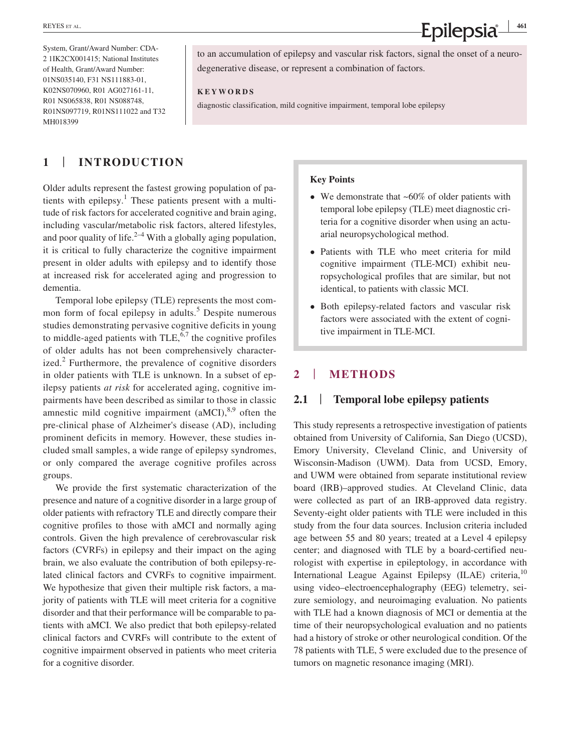System, Grant/Award Number: CDA-2 1IK2CX001415; National Institutes of Health, Grant/Award Number: 01NS035140, F31 NS111883-01, K02NS070960, R01 AG027161-11, R01 NS065838, R01 NS088748, R01NS097719, R01NS111022 and T32 MH018399

to an accumulation of epilepsy and vascular risk factors, signal the onset of a neurodegenerative disease, or represent a combination of factors.

**KEYWORDS**

diagnostic classification, mild cognitive impairment, temporal lobe epilepsy

## 1 | INTRODUCTION

Older adults represent the fastest growing population of patients with epilepsy.[1] These patients present with a multitude of risk factors for accelerated cognitive and brain aging, including vascular/metabolic risk factors, altered lifestyles, and poor quality of life.[2–4] With a globally aging population, it is critical to fully characterize the cognitive impairment present in older adults with epilepsy and to identify those at increased risk for accelerated aging and progression to dementia.

Temporal lobe epilepsy (TLE) represents the most common form of focal epilepsy in adults.[5] Despite numerous studies demonstrating pervasive cognitive deficits in young to middle-aged patients with TLE,[6,7] the cognitive profiles of older adults has not been comprehensively characterized.[2] Furthermore, the prevalence of cognitive disorders in older patients with TLE is unknown. In a subset of epilepsy patients *at risk* for accelerated aging, cognitive impairments have been described as similar to those in classic amnestic mild cognitive impairment (aMCI),[8,9] often the pre-clinical phase of Alzheimer's disease (AD), including prominent deficits in memory. However, these studies included small samples, a wide range of epilepsy syndromes, or only compared the average cognitive profiles across groups.

We provide the first systematic characterization of the presence and nature of a cognitive disorder in a large group of older patients with refractory TLE and directly compare their cognitive profiles to those with aMCI and normally aging controls. Given the high prevalence of cerebrovascular risk factors (CVRFs) in epilepsy and their impact on the aging brain, we also evaluate the contribution of both epilepsy-related clinical factors and CVRFs to cognitive impairment. We hypothesize that given their multiple risk factors, a majority of patients with TLE will meet criteria for a cognitive disorder and that their performance will be comparable to patients with aMCI. We also predict that both epilepsy-related clinical factors and CVRFs will contribute to the extent of cognitive impairment observed in patients who meet criteria for a cognitive disorder.

**Key Points**

- We demonstrate that ~60% of older patients with temporal lobe epilepsy (TLE) meet diagnostic criteria for a cognitive disorder when using an actuarial neuropsychological method.
- Patients with TLE who meet criteria for mild cognitive impairment (TLE-MCI) exhibit neuropsychological profiles that are similar, but not identical, to patients with classic MCI.
- Both epilepsy-related factors and vascular risk factors were associated with the extent of cognitive impairment in TLE-MCI.

## 2 | METHODS

### 2.1 | Temporal lobe epilepsy patients

This study represents a retrospective investigation of patients obtained from University of California, San Diego (UCSD), Emory University, Cleveland Clinic, and University of Wisconsin-Madison (UWM). Data from UCSD, Emory, and UWM were obtained from separate institutional review board (IRB)–approved studies. At Cleveland Clinic, data were collected as part of an IRB-approved data registry. Seventy-eight older patients with TLE were included in this study from the four data sources. Inclusion criteria included age between 55 and 80 years; treated at a Level 4 epilepsy center; and diagnosed with TLE by a board-certified neurologist with expertise in epileptology, in accordance with International League Against Epilepsy (ILAE) criteria,[10] using video–electroencephalography (EEG) telemetry, seizure semiology, and neuroimaging evaluation. No patients with TLE had a known diagnosis of MCI or dementia at the time of their neuropsychological evaluation and no patients had a history of stroke or other neurological condition. Of the 78 patients with TLE, 5 were excluded due to the presence of tumors on magnetic resonance imaging (MRI).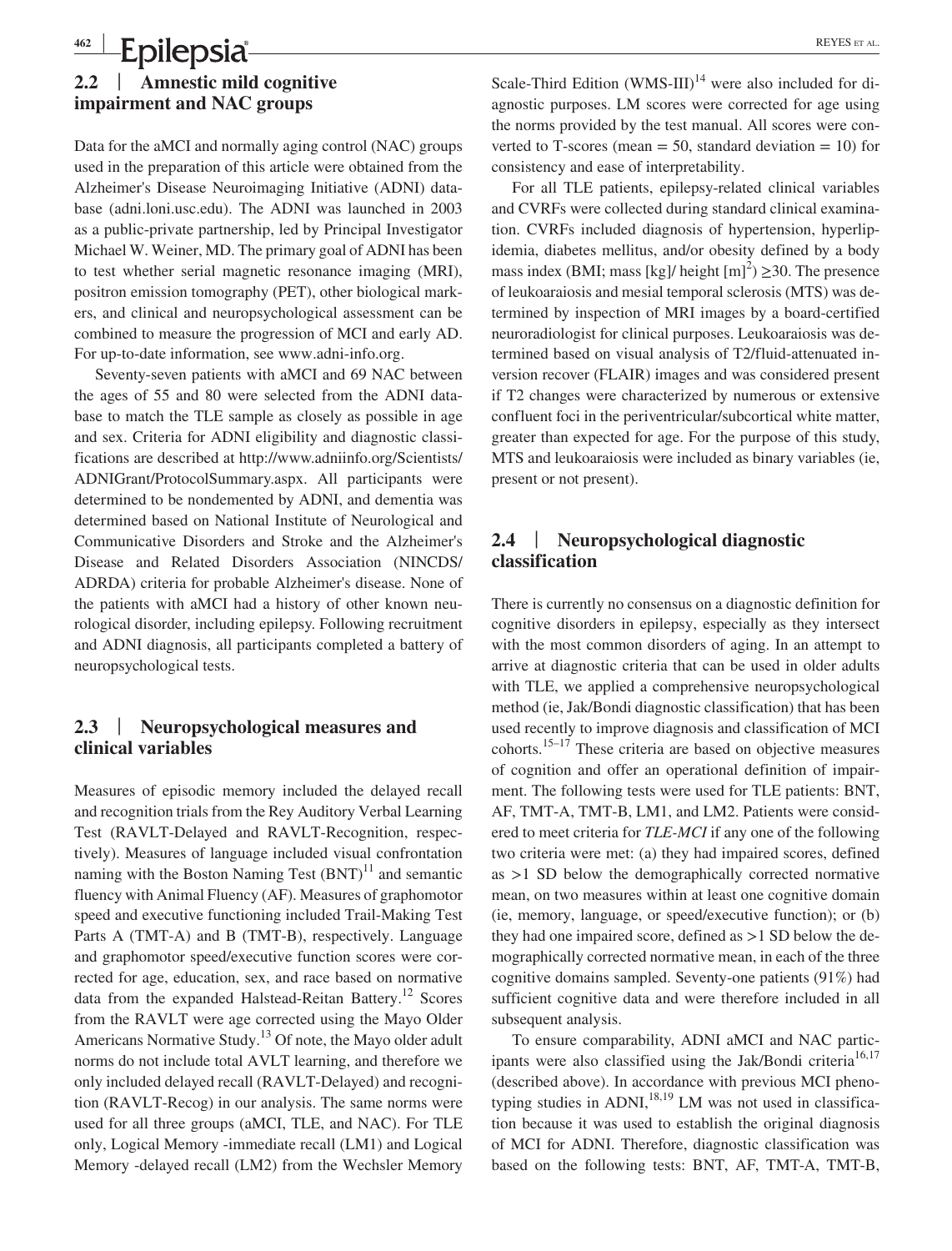## 2.2 | Amnestic mild cognitive impairment and NAC groups

Data for the aMCI and normally aging control (NAC) groups used in the preparation of this article were obtained from the Alzheimer's Disease Neuroimaging Initiative (ADNI) database (adni.loni.usc.edu). The ADNI was launched in 2003 as a public-private partnership, led by Principal Investigator Michael W. Weiner, MD. The primary goal of ADNI has been to test whether serial magnetic resonance imaging (MRI), positron emission tomography (PET), other biological markers, and clinical and neuropsychological assessment can be combined to measure the progression of MCI and early AD. For up-to-date information, see www.adni-info.org.

Seventy-seven patients with aMCI and 69 NAC between the ages of 55 and 80 were selected from the ADNI database to match the TLE sample as closely as possible in age and sex. Criteria for ADNI eligibility and diagnostic classifications are described at http://www.adniinfo.org/Scientists/ADNIGrant/ProtocolSummary.aspx. All participants were determined to be nondemented by ADNI, and dementia was determined based on National Institute of Neurological and Communicative Disorders and Stroke and the Alzheimer's Disease and Related Disorders Association (NINCDS/ADRDA) criteria for probable Alzheimer's disease. None of the patients with aMCI had a history of other known neurological disorder, including epilepsy. Following recruitment and ADNI diagnosis, all participants completed a battery of neuropsychological tests.

## 2.3 | Neuropsychological measures and clinical variables

Measures of episodic memory included the delayed recall and recognition trials from the Rey Auditory Verbal Learning Test (RAVLT-Delayed and RAVLT-Recognition, respectively). Measures of language included visual confrontation naming with the Boston Naming Test (BNT)[11] and semantic fluency with Animal Fluency (AF). Measures of graphomotor speed and executive functioning included Trail-Making Test Parts A (TMT-A) and B (TMT-B), respectively. Language and graphomotor speed/executive function scores were corrected for age, education, sex, and race based on normative data from the expanded Halstead-Reitan Battery.[12] Scores from the RAVLT were age corrected using the Mayo Older Americans Normative Study.[13] Of note, the Mayo older adult norms do not include total AVLT learning, and therefore we only included delayed recall (RAVLT-Delayed) and recognition (RAVLT-Recog) in our analysis. The same norms were used for all three groups (aMCI, TLE, and NAC). For TLE only, Logical Memory -immediate recall (LM1) and Logical Memory -delayed recall (LM2) from the Wechsler Memory Scale-Third Edition (WMS-III)[14] were also included for diagnostic purposes. LM scores were corrected for age using the norms provided by the test manual. All scores were converted to T-scores (mean = 50, standard deviation = 10) for consistency and ease of interpretability.

For all TLE patients, epilepsy-related clinical variables and CVRFs were collected during standard clinical examination. CVRFs included diagnosis of hypertension, hyperlipidemia, diabetes mellitus, and/or obesity defined by a body mass index (BMI; mass [kg]/ height [m]$^2$) ≥30. The presence of leukoaraiosis and mesial temporal sclerosis (MTS) was determined by inspection of MRI images by a board-certified neuroradiologist for clinical purposes. Leukoaraiosis was determined based on visual analysis of T2/fluid-attenuated inversion recover (FLAIR) images and was considered present if T2 changes were characterized by numerous or extensive confluent foci in the periventricular/subcortical white matter, greater than expected for age. For the purpose of this study, MTS and leukoaraiosis were included as binary variables (ie, present or not present).

## 2.4 | Neuropsychological diagnostic classification

There is currently no consensus on a diagnostic definition for cognitive disorders in epilepsy, especially as they intersect with the most common disorders of aging. In an attempt to arrive at diagnostic criteria that can be used in older adults with TLE, we applied a comprehensive neuropsychological method (ie, Jak/Bondi diagnostic classification) that has been used recently to improve diagnosis and classification of MCI cohorts.[15–17] These criteria are based on objective measures of cognition and offer an operational definition of impairment. The following tests were used for TLE patients: BNT, AF, TMT-A, TMT-B, LM1, and LM2. Patients were considered to meet criteria for *TLE-MCI* if any one of the following two criteria were met: (a) they had impaired scores, defined as >1 SD below the demographically corrected normative mean, on two measures within at least one cognitive domain (ie, memory, language, or speed/executive function); or (b) they had one impaired score, defined as >1 SD below the demographically corrected normative mean, in each of the three cognitive domains sampled. Seventy-one patients (91%) had sufficient cognitive data and were therefore included in all subsequent analysis.

To ensure comparability, ADNI aMCI and NAC participants were also classified using the Jak/Bondi criteria[16,17] (described above). In accordance with previous MCI phenotyping studies in ADNI,[18,19] LM was not used in classification because it was used to establish the original diagnosis of MCI for ADNI. Therefore, diagnostic classification was based on the following tests: BNT, AF, TMT-A, TMT-B,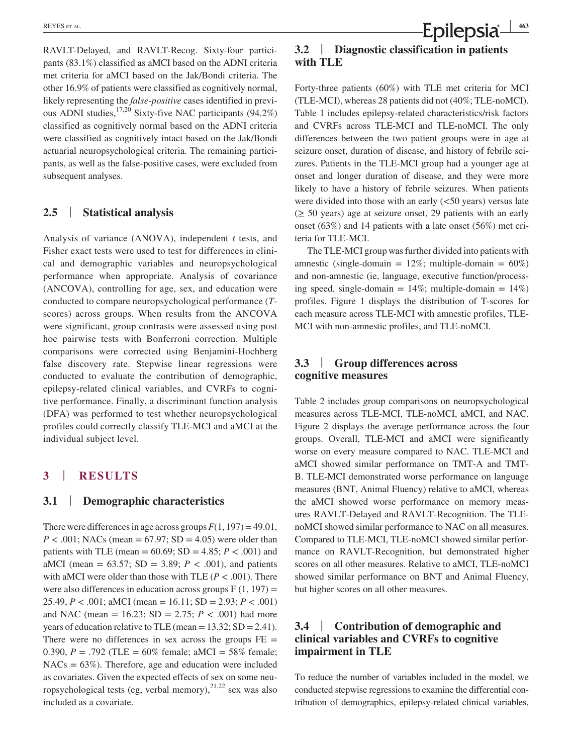RAVLT-Delayed, and RAVLT-Recog. Sixty-four participants (83.1%) classified as aMCI based on the ADNI criteria met criteria for aMCI based on the Jak/Bondi criteria. The other 16.9% of patients were classified as cognitively normal, likely representing the *false-positive* cases identified in previous ADNI studies,[17,20] Sixty-five NAC participants (94.2%) classified as cognitively normal based on the ADNI criteria were classified as cognitively intact based on the Jak/Bondi actuarial neuropsychological criteria. The remaining participants, as well as the false-positive cases, were excluded from subsequent analyses.

### 2.5 | Statistical analysis

Analysis of variance (ANOVA), independent *t* tests, and Fisher exact tests were used to test for differences in clinical and demographic variables and neuropsychological performance when appropriate. Analysis of covariance (ANCOVA), controlling for age, sex, and education were conducted to compare neuropsychological performance (*T*-scores) across groups. When results from the ANCOVA were significant, group contrasts were assessed using post hoc pairwise tests with Bonferroni correction. Multiple comparisons were corrected using Benjamini-Hochberg false discovery rate. Stepwise linear regressions were conducted to evaluate the contribution of demographic, epilepsy-related clinical variables, and CVRFs to cognitive performance. Finally, a discriminant function analysis (DFA) was performed to test whether neuropsychological profiles could correctly classify TLE-MCI and aMCI at the individual subject level.

## 3 | RESULTS

### 3.1 | Demographic characteristics

There were differences in age across groups $F(1, 197) = 49.01$, $P < .001$; NACs (mean = 67.97; SD = 4.05) were older than patients with TLE (mean = 60.69; SD = 4.85; $P < .001$) and aMCI (mean = 63.57; SD = 3.89; $P < .001$), and patients with aMCI were older than those with TLE ($P < .001$). There were also differences in education across groups $F(1, 197) = 25.49$, $P < .001$; aMCI (mean = 16.11; SD = 2.93; $P < .001$) and NAC (mean = 16.23; SD = 2.75; $P < .001$) had more years of education relative to TLE (mean = 13.32; SD = 2.41). There were no differences in sex across the groups FE = 0.390, $P = .792$ (TLE = 60% female; aMCI = 58% female; NACs = 63%). Therefore, age and education were included as covariates. Given the expected effects of sex on some neuropsychological tests (eg, verbal memory),[21,22] sex was also included as a covariate.

### 3.2 | Diagnostic classification in patients with TLE

Forty-three patients (60%) with TLE met criteria for MCI (TLE-MCI), whereas 28 patients did not (40%; TLE-noMCI). Table 1 includes epilepsy-related characteristics/risk factors and CVRFs across TLE-MCI and TLE-noMCI. The only differences between the two patient groups were in age at seizure onset, duration of disease, and history of febrile seizures. Patients in the TLE-MCI group had a younger age at onset and longer duration of disease, and they were more likely to have a history of febrile seizures. When patients were divided into those with an early (<50 years) versus late (≥ 50 years) age at seizure onset, 29 patients with an early onset (63%) and 14 patients with a late onset (56%) met criteria for TLE-MCI.

The TLE-MCI group was further divided into patients with amnestic (single-domain = 12%; multiple-domain = 60%) and non-amnestic (ie, language, executive function/processing speed, single-domain = 14%; multiple-domain = 14%) profiles. Figure 1 displays the distribution of T-scores for each measure across TLE-MCI with amnestic profiles, TLE-MCI with non-amnestic profiles, and TLE-noMCI.

### 3.3 | Group differences across cognitive measures

Table 2 includes group comparisons on neuropsychological measures across TLE-MCI, TLE-noMCI, aMCI, and NAC. Figure 2 displays the average performance across the four groups. Overall, TLE-MCI and aMCI were significantly worse on every measure compared to NAC. TLE-MCI and aMCI showed similar performance on TMT-A and TMT-B. TLE-MCI demonstrated worse performance on language measures (BNT, Animal Fluency) relative to aMCI, whereas the aMCI showed worse performance on memory measures RAVLT-Delayed and RAVLT-Recognition. The TLE-noMCI showed similar performance to NAC on all measures. Compared to TLE-MCI, TLE-noMCI showed similar performance on RAVLT-Recognition, but demonstrated higher scores on all other measures. Relative to aMCI, TLE-noMCI showed similar performance on BNT and Animal Fluency, but higher scores on all other measures.

### 3.4 | Contribution of demographic and clinical variables and CVRFs to cognitive impairment in TLE

To reduce the number of variables included in the model, we conducted stepwise regressions to examine the differential contribution of demographics, epilepsy-related clinical variables,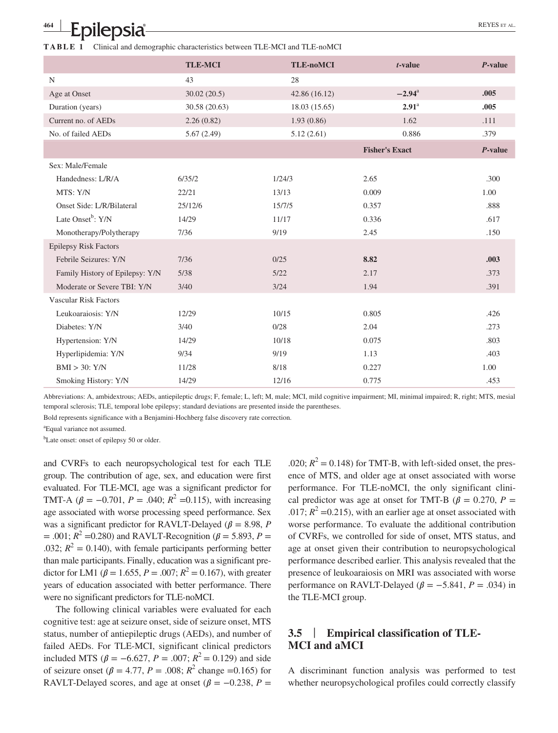**TABLE 1** Clinical and demographic characteristics between TLE-MCI and TLE-noMCI

| | TLE-MCI | TLE-noMCI | *t*-value | *P*-value |
|---|---|---|---|---|
| N | 43 | 28 | | |
| Age at Onset | 30.02 (20.5) | 42.86 (16.12) | **−2.94**[a] | **.005** |
| Duration (years) | 30.58 (20.63) | 18.03 (15.65) | **2.91**[a] | **.005** |
| Current no. of AEDs | 2.26 (0.82) | 1.93 (0.86) | 1.62 | .111 |
| No. of failed AEDs | 5.67 (2.49) | 5.12 (2.61) | 0.886 | .379 |
| | | | **Fisher's Exact** | ***P*-value** |
| Sex: Male/Female | | | | |
| Handedness: L/R/A | 6/35/2 | 1/24/3 | 2.65 | .300 |
| MTS: Y/N | 22/21 | 13/13 | 0.009 | 1.00 |
| Onset Side: L/R/Bilateral | 25/12/6 | 15/7/5 | 0.357 | .888 |
| Late Onset[b]: Y/N | 14/29 | 11/17 | 0.336 | .617 |
| Monotherapy/Polytherapy | 7/36 | 9/19 | 2.45 | .150 |
| Epilepsy Risk Factors | | | | |
| Febrile Seizures: Y/N | 7/36 | 0/25 | **8.82** | **.003** |
| Family History of Epilepsy: Y/N | 5/38 | 5/22 | 2.17 | .373 |
| Moderate or Severe TBI: Y/N | 3/40 | 3/24 | 1.94 | .391 |
| Vascular Risk Factors | | | | |
| Leukoaraiosis: Y/N | 12/29 | 10/15 | 0.805 | .426 |
| Diabetes: Y/N | 3/40 | 0/28 | 2.04 | .273 |
| Hypertension: Y/N | 14/29 | 10/18 | 0.075 | .803 |
| Hyperlipidemia: Y/N | 9/34 | 9/19 | 1.13 | .403 |
| BMI > 30: Y/N | 11/28 | 8/18 | 0.227 | 1.00 |
| Smoking History: Y/N | 14/29 | 12/16 | 0.775 | .453 |

Abbreviations: A, ambidextrous; AEDs, antiepileptic drugs; F, female; L, left; M, male; MCI, mild cognitive impairment; MI, minimal impaired; R, right; MTS, mesial temporal sclerosis; TLE, temporal lobe epilepsy; standard deviations are presented inside the parentheses.

Bold represents significance with a Benjamini-Hochberg false discovery rate correction.

[a]Equal variance not assumed.

[b]Late onset: onset of epilepsy 50 or older.

and CVRFs to each neuropsychological test for each TLE group. The contribution of age, sex, and education were first evaluated. For TLE-MCI, age was a significant predictor for TMT-A ($\beta = -0.701$, $P = .040$; $R^2 = 0.115$), with increasing age associated with worse processing speed performance. Sex was a significant predictor for RAVLT-Delayed ($\beta = 8.98$, $P = .001$; $R^2 = 0.280$) and RAVLT-Recognition ($\beta = 5.893$, $P = .032$; $R^2 = 0.140$), with female participants performing better than male participants. Finally, education was a significant predictor for LM1 ($\beta = 1.655$, $P = .007$; $R^2 = 0.167$), with greater years of education associated with better performance. There were no significant predictors for TLE-noMCI.

The following clinical variables were evaluated for each cognitive test: age at seizure onset, side of seizure onset, MTS status, number of antiepileptic drugs (AEDs), and number of failed AEDs. For TLE-MCI, significant clinical predictors included MTS ($\beta = -6.627$, $P = .007$; $R^2 = 0.129$) and side of seizure onset ($\beta = 4.77$, $P = .008$; $R^2$ change $= 0.165$) for RAVLT-Delayed scores, and age at onset ($\beta = -0.238$, $P = .020$; $R^2 = 0.148$) for TMT-B, with left-sided onset, the presence of MTS, and older age at onset associated with worse performance. For TLE-noMCI, the only significant clinical predictor was age at onset for TMT-B ($\beta = 0.270$, $P = .017$; $R^2 = 0.215$), with an earlier age at onset associated with worse performance. To evaluate the additional contribution of CVRFs, we controlled for side of onset, MTS status, and age at onset given their contribution to neuropsychological performance described earlier. This analysis revealed that the presence of leukoaraiosis on MRI was associated with worse performance on RAVLT-Delayed ($\beta = -5.841$, $P = .034$) in the TLE-MCI group.

## 3.5 | Empirical classification of TLE-MCI and aMCI

A discriminant function analysis was performed to test whether neuropsychological profiles could correctly classify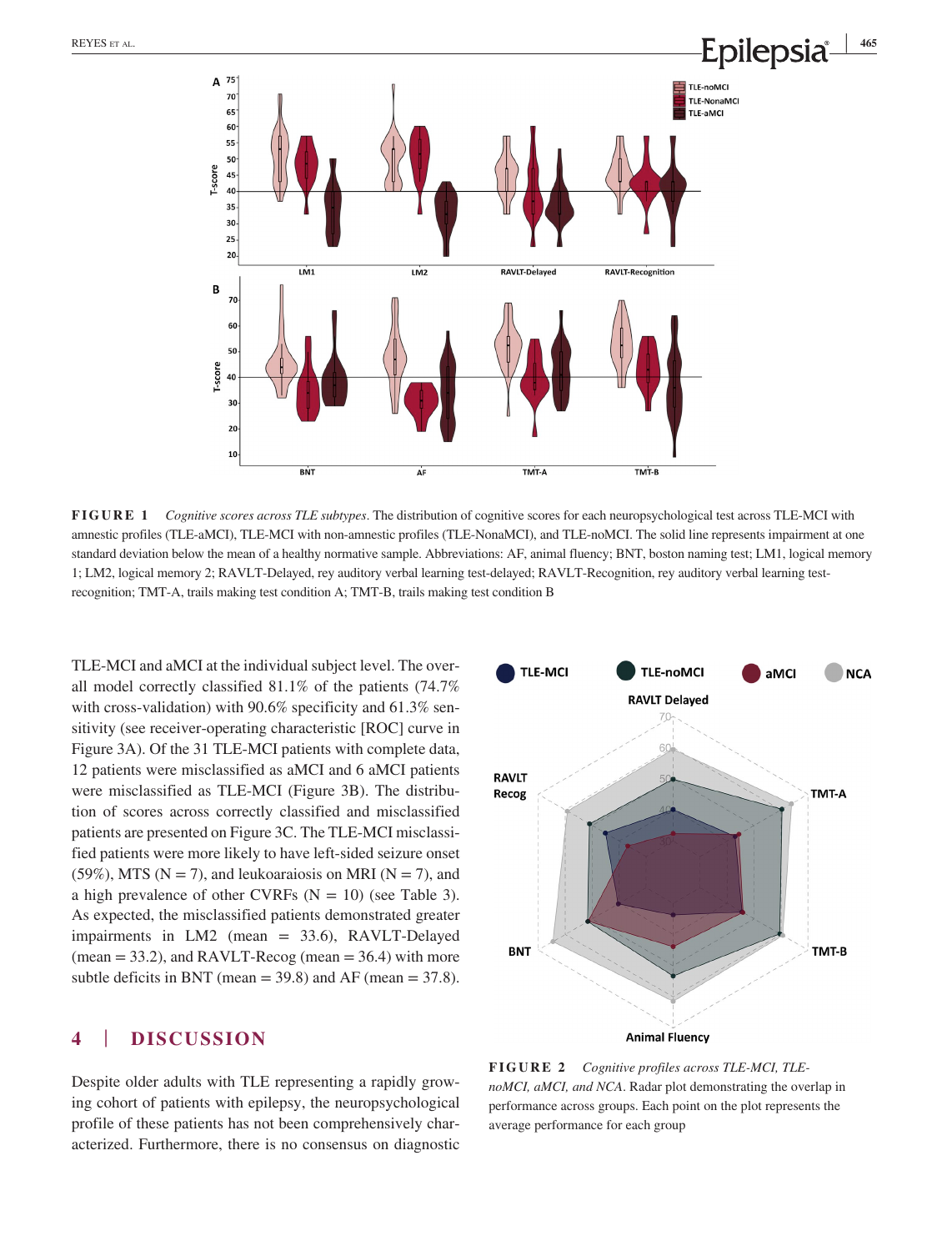**FIGURE 1** *Cognitive scores across TLE subtypes*. The distribution of cognitive scores for each neuropsychological test across TLE-MCI with amnestic profiles (TLE-aMCI), TLE-MCI with non-amnestic profiles (TLE-NonaMCI), and TLE-noMCI. The solid line represents impairment at one standard deviation below the mean of a healthy normative sample. Abbreviations: AF, animal fluency; BNT, boston naming test; LM1, logical memory 1; LM2, logical memory 2; RAVLT-Delayed, rey auditory verbal learning test-delayed; RAVLT-Recognition, rey auditory verbal learning test-recognition; TMT-A, trails making test condition A; TMT-B, trails making test condition B

TLE-MCI and aMCI at the individual subject level. The overall model correctly classified 81.1% of the patients (74.7% with cross-validation) with 90.6% specificity and 61.3% sensitivity (see receiver-operating characteristic [ROC] curve in Figure 3A). Of the 31 TLE-MCI patients with complete data, 12 patients were misclassified as aMCI and 6 aMCI patients were misclassified as TLE-MCI (Figure 3B). The distribution of scores across correctly classified and misclassified patients are presented on Figure 3C. The TLE-MCI misclassified patients were more likely to have left-sided seizure onset (59%), MTS (N = 7), and leukoaraiosis on MRI (N = 7), and a high prevalence of other CVRFs (N = 10) (see Table 3). As expected, the misclassified patients demonstrated greater impairments in LM2 (mean = 33.6), RAVLT-Delayed (mean = 33.2), and RAVLT-Recog (mean = 36.4) with more subtle deficits in BNT (mean = 39.8) and AF (mean = 37.8).

**FIGURE 2** *Cognitive profiles across TLE-MCI, TLE-noMCI, aMCI, and NCA*. Radar plot demonstrating the overlap in performance across groups. Each point on the plot represents the average performance for each group

## 4 | DISCUSSION

Despite older adults with TLE representing a rapidly growing cohort of patients with epilepsy, the neuropsychological profile of these patients has not been comprehensively characterized. Furthermore, there is no consensus on diagnostic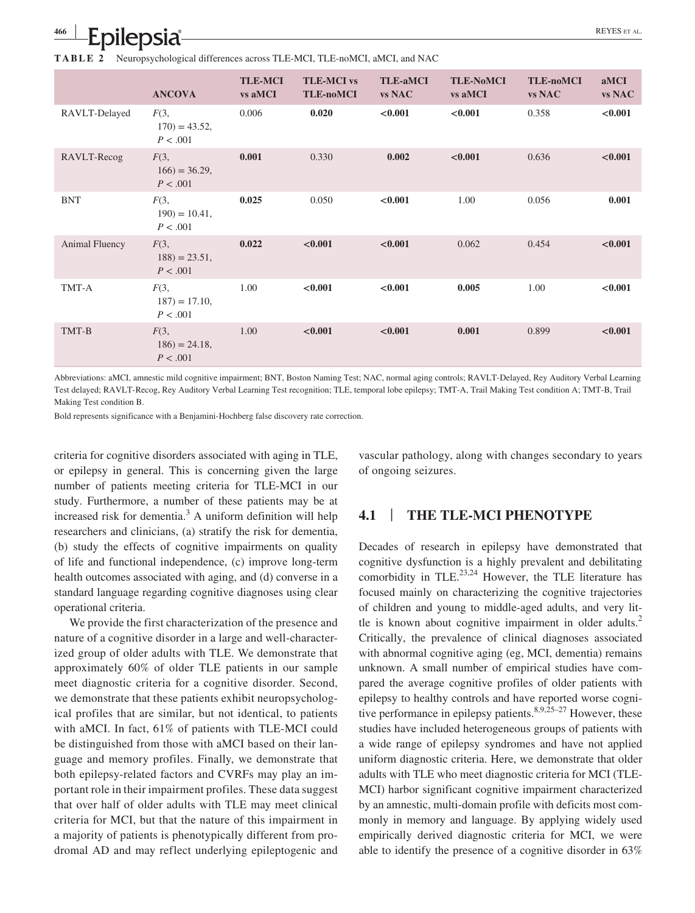**TABLE 2** Neuropsychological differences across TLE-MCI, TLE-noMCI, aMCI, and NAC

| | ANCOVA | TLE-MCI vs aMCI | TLE-MCI vs TLE-noMCI | TLE-aMCI vs NAC | TLE-NoMCI vs aMCI | TLE-noMCI vs NAC | aMCI vs NAC |
|---|---|---|---|---|---|---|---|
| RAVLT-Delayed | $F(3, 170) = 43.52$, $P < .001$ | 0.006 | **0.020** | **<0.001** | **<0.001** | 0.358 | **<0.001** |
| RAVLT-Recog | $F(3, 166) = 36.29$, $P < .001$ | **0.001** | 0.330 | **0.002** | **<0.001** | 0.636 | **<0.001** |
| BNT | $F(3, 190) = 10.41$, $P < .001$ | **0.025** | 0.050 | **<0.001** | 1.00 | 0.056 | **0.001** |
| Animal Fluency | $F(3, 188) = 23.51$, $P < .001$ | **0.022** | **<0.001** | **<0.001** | 0.062 | 0.454 | **<0.001** |
| TMT-A | $F(3, 187) = 17.10$, $P < .001$ | 1.00 | **<0.001** | **<0.001** | **0.005** | 1.00 | **<0.001** |
| TMT-B | $F(3, 186) = 24.18$, $P < .001$ | 1.00 | **<0.001** | **<0.001** | **0.001** | 0.899 | **<0.001** |

Abbreviations: aMCI, amnestic mild cognitive impairment; BNT, Boston Naming Test; NAC, normal aging controls; RAVLT-Delayed, Rey Auditory Verbal Learning Test delayed; RAVLT-Recog, Rey Auditory Verbal Learning Test recognition; TLE, temporal lobe epilepsy; TMT-A, Trail Making Test condition A; TMT-B, Trail Making Test condition B.

Bold represents significance with a Benjamini-Hochberg false discovery rate correction.

criteria for cognitive disorders associated with aging in TLE, or epilepsy in general. This is concerning given the large number of patients meeting criteria for TLE-MCI in our study. Furthermore, a number of these patients may be at increased risk for dementia.[3] A uniform definition will help researchers and clinicians, (a) stratify the risk for dementia, (b) study the effects of cognitive impairments on quality of life and functional independence, (c) improve long-term health outcomes associated with aging, and (d) converse in a standard language regarding cognitive diagnoses using clear operational criteria.

We provide the first characterization of the presence and nature of a cognitive disorder in a large and well-characterized group of older adults with TLE. We demonstrate that approximately 60% of older TLE patients in our sample meet diagnostic criteria for a cognitive disorder. Second, we demonstrate that these patients exhibit neuropsychological profiles that are similar, but not identical, to patients with aMCI. In fact, 61% of patients with TLE-MCI could be distinguished from those with aMCI based on their language and memory profiles. Finally, we demonstrate that both epilepsy-related factors and CVRFs may play an important role in their impairment profiles. These data suggest that over half of older adults with TLE may meet clinical criteria for MCI, but that the nature of this impairment in a majority of patients is phenotypically different from prodromal AD and may reflect underlying epileptogenic and vascular pathology, along with changes secondary to years of ongoing seizures.

## 4.1 | THE TLE-MCI PHENOTYPE

Decades of research in epilepsy have demonstrated that cognitive dysfunction is a highly prevalent and debilitating comorbidity in TLE.[23,24] However, the TLE literature has focused mainly on characterizing the cognitive trajectories of children and young to middle-aged adults, and very little is known about cognitive impairment in older adults.[2] Critically, the prevalence of clinical diagnoses associated with abnormal cognitive aging (eg, MCI, dementia) remains unknown. A small number of empirical studies have compared the average cognitive profiles of older patients with epilepsy to healthy controls and have reported worse cognitive performance in epilepsy patients.[8,9,25–27] However, these studies have included heterogeneous groups of patients with a wide range of epilepsy syndromes and have not applied uniform diagnostic criteria. Here, we demonstrate that older adults with TLE who meet diagnostic criteria for MCI (TLE-MCI) harbor significant cognitive impairment characterized by an amnestic, multi-domain profile with deficits most commonly in memory and language. By applying widely used empirically derived diagnostic criteria for MCI, we were able to identify the presence of a cognitive disorder in 63%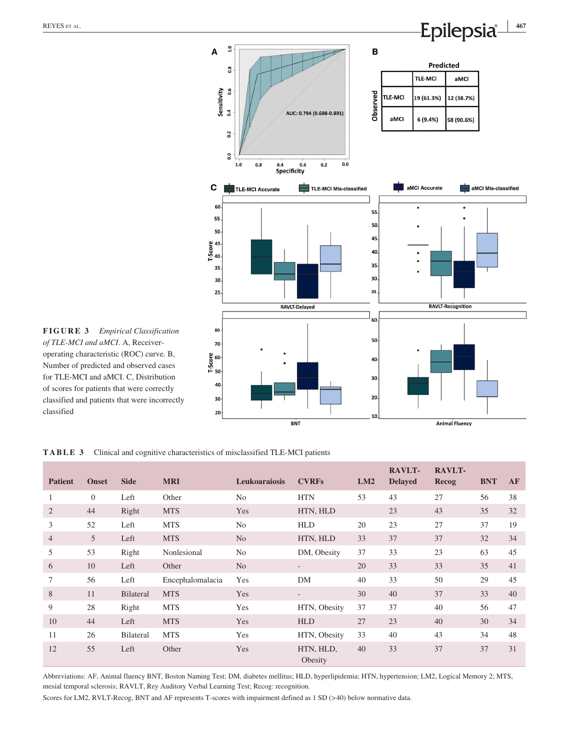A

1.0
0.8
0.6
0.4
0.2
0.0
Sensitivity

AUC: 0.794 (0.698-0.891)

1.0 0.8 0.4 0.6 0.2 0.0
Specificity

B

| | Predicted | |
|---|---|---|
| Observed | TLE-MCI | aMCI |
| TLE-MCI | 19 (61.3%) | 12 (38.7%) |
| aMCI | 6 (9.4%) | 58 (90.6%) |

C

TLE-MCI Accurate
TLE-MCI Mis-classified
aMCI Accurate
aMCI Mis-classified

T-Score

RAVLT-Delayed

RAVLT-Recognition

BNT

Animal Fluency

**FIGURE 3** *Empirical Classification of TLE-MCI and aMCI.* A, Receiver-operating characteristic (ROC) curve. B, Number of predicted and observed cases for TLE-MCI and aMCI. C, Distribution of scores for patients that were correctly classified and patients that were incorrectly classified

**TABLE 3** Clinical and cognitive characteristics of misclassified TLE-MCI patients

| Patient | Onset | Side | MRI | Leukoaraiosis | CVRFs | LM2 | RAVLT-Delayed | RAVLT-Recog | BNT | AF |
|---|---|---|---|---|---|---|---|---|---|---|
| 1 | 0 | Left | Other | No | HTN | 53 | 43 | 27 | 56 | 38 |
| 2 | 44 | Right | MTS | Yes | HTN, HLD | | 23 | 43 | 35 | 32 |
| 3 | 52 | Left | MTS | No | HLD | 20 | 23 | 27 | 37 | 19 |
| 4 | 5 | Left | MTS | No | HTN, HLD | 33 | 37 | 37 | 32 | 34 |
| 5 | 53 | Right | Nonlesional | No | DM, Obesity | 37 | 33 | 23 | 63 | 45 |
| 6 | 10 | Left | Other | No | - | 20 | 33 | 33 | 35 | 41 |
| 7 | 56 | Left | Encephalomalacia | Yes | DM | 40 | 33 | 50 | 29 | 45 |
| 8 | 11 | Bilateral | MTS | Yes | - | 30 | 40 | 37 | 33 | 40 |
| 9 | 28 | Right | MTS | Yes | HTN, Obesity | 37 | 37 | 40 | 56 | 47 |
| 10 | 44 | Left | MTS | Yes | HLD | 27 | 23 | 40 | 30 | 34 |
| 11 | 26 | Bilateral | MTS | Yes | HTN, Obesity | 33 | 40 | 43 | 34 | 48 |
| 12 | 55 | Left | Other | Yes | HTN, HLD, Obesity | 40 | 33 | 37 | 37 | 31 |

Abbreviations: AF, Animal fluency BNT, Boston Naming Test; DM, diabetes mellitus; HLD, hyperlipidemia; HTN, hypertension; LM2, Logical Memory 2; MTS, mesial temporal sclerosis; RAVLT, Rey Auditory Verbal Learning Test; Recog: recognition.

Scores for LM2, RVLT-Recog, BNT and AF represents T-scores with impairment defined as 1 SD (>40) below normative data.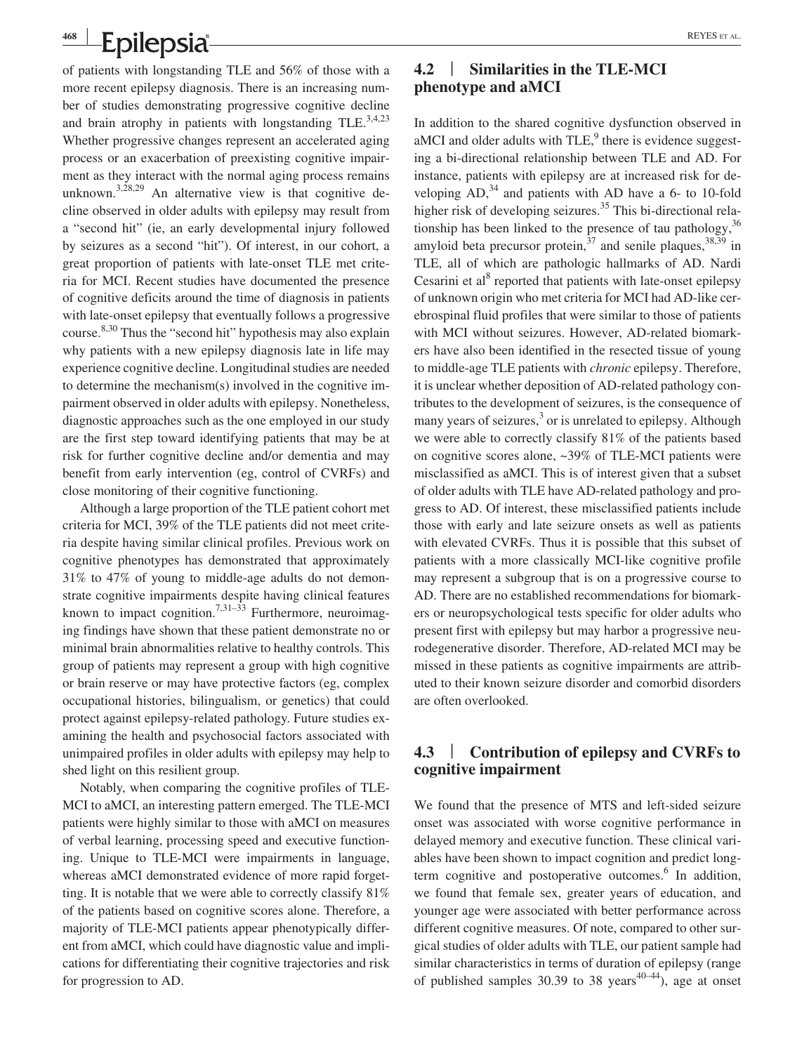of patients with longstanding TLE and 56% of those with a more recent epilepsy diagnosis. There is an increasing number of studies demonstrating progressive cognitive decline and brain atrophy in patients with longstanding TLE.[3,4,23] Whether progressive changes represent an accelerated aging process or an exacerbation of preexisting cognitive impairment as they interact with the normal aging process remains unknown.[3,28,29] An alternative view is that cognitive decline observed in older adults with epilepsy may result from a "second hit" (ie, an early developmental injury followed by seizures as a second "hit"). Of interest, in our cohort, a great proportion of patients with late-onset TLE met criteria for MCI. Recent studies have documented the presence of cognitive deficits around the time of diagnosis in patients with late-onset epilepsy that eventually follows a progressive course.[8,30] Thus the "second hit" hypothesis may also explain why patients with a new epilepsy diagnosis late in life may experience cognitive decline. Longitudinal studies are needed to determine the mechanism(s) involved in the cognitive impairment observed in older adults with epilepsy. Nonetheless, diagnostic approaches such as the one employed in our study are the first step toward identifying patients that may be at risk for further cognitive decline and/or dementia and may benefit from early intervention (eg, control of CVRFs) and close monitoring of their cognitive functioning.

Although a large proportion of the TLE patient cohort met criteria for MCI, 39% of the TLE patients did not meet criteria despite having similar clinical profiles. Previous work on cognitive phenotypes has demonstrated that approximately 31% to 47% of young to middle-age adults do not demonstrate cognitive impairments despite having clinical features known to impact cognition.[7,31–33] Furthermore, neuroimaging findings have shown that these patient demonstrate no or minimal brain abnormalities relative to healthy controls. This group of patients may represent a group with high cognitive or brain reserve or may have protective factors (eg, complex occupational histories, bilingualism, or genetics) that could protect against epilepsy-related pathology. Future studies examining the health and psychosocial factors associated with unimpaired profiles in older adults with epilepsy may help to shed light on this resilient group.

Notably, when comparing the cognitive profiles of TLE-MCI to aMCI, an interesting pattern emerged. The TLE-MCI patients were highly similar to those with aMCI on measures of verbal learning, processing speed and executive functioning. Unique to TLE-MCI were impairments in language, whereas aMCI demonstrated evidence of more rapid forgetting. It is notable that we were able to correctly classify 81% of the patients based on cognitive scores alone. Therefore, a majority of TLE-MCI patients appear phenotypically different from aMCI, which could have diagnostic value and implications for differentiating their cognitive trajectories and risk for progression to AD.

## 4.2 | Similarities in the TLE-MCI phenotype and aMCI

In addition to the shared cognitive dysfunction observed in aMCI and older adults with TLE,[9] there is evidence suggesting a bi-directional relationship between TLE and AD. For instance, patients with epilepsy are at increased risk for developing AD,[34] and patients with AD have a 6- to 10-fold higher risk of developing seizures.[35] This bi-directional relationship has been linked to the presence of tau pathology,[36] amyloid beta precursor protein,[37] and senile plaques,[38,39] in TLE, all of which are pathologic hallmarks of AD. Nardi Cesarini et al[8] reported that patients with late-onset epilepsy of unknown origin who met criteria for MCI had AD-like cerebrospinal fluid profiles that were similar to those of patients with MCI without seizures. However, AD-related biomarkers have also been identified in the resected tissue of young to middle-age TLE patients with *chronic* epilepsy. Therefore, it is unclear whether deposition of AD-related pathology contributes to the development of seizures, is the consequence of many years of seizures,[3] or is unrelated to epilepsy. Although we were able to correctly classify 81% of the patients based on cognitive scores alone, ~39% of TLE-MCI patients were misclassified as aMCI. This is of interest given that a subset of older adults with TLE have AD-related pathology and progress to AD. Of interest, these misclassified patients include those with early and late seizure onsets as well as patients with elevated CVRFs. Thus it is possible that this subset of patients with a more classically MCI-like cognitive profile may represent a subgroup that is on a progressive course to AD. There are no established recommendations for biomarkers or neuropsychological tests specific for older adults who present first with epilepsy but may harbor a progressive neurodegenerative disorder. Therefore, AD-related MCI may be missed in these patients as cognitive impairments are attributed to their known seizure disorder and comorbid disorders are often overlooked.

## 4.3 | Contribution of epilepsy and CVRFs to cognitive impairment

We found that the presence of MTS and left-sided seizure onset was associated with worse cognitive performance in delayed memory and executive function. These clinical variables have been shown to impact cognition and predict long-term cognitive and postoperative outcomes.[6] In addition, we found that female sex, greater years of education, and younger age were associated with better performance across different cognitive measures. Of note, compared to other surgical studies of older adults with TLE, our patient sample had similar characteristics in terms of duration of epilepsy (range of published samples 30.39 to 38 years[40–44]), age at onset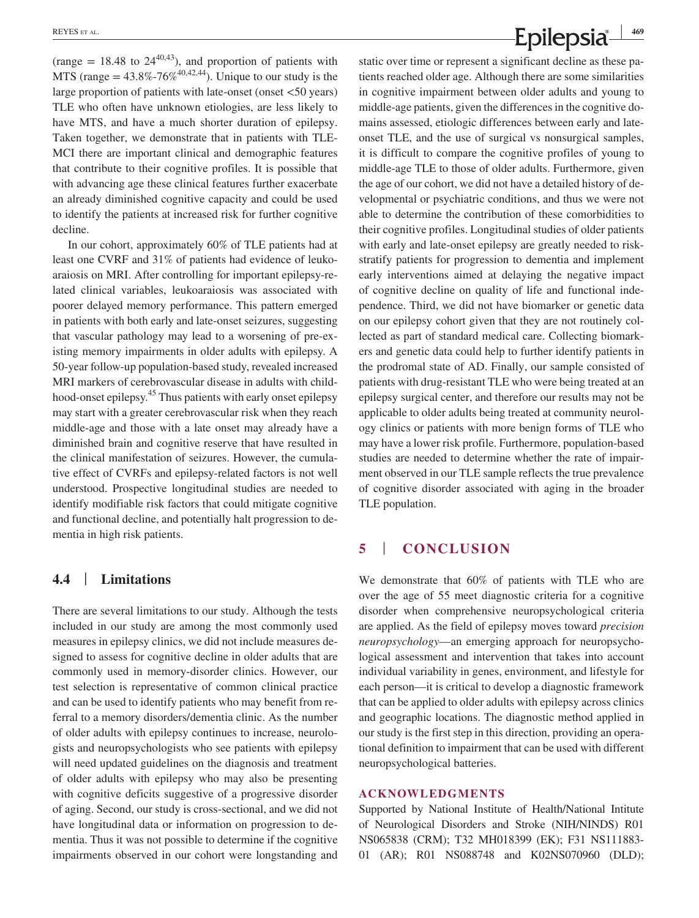(range = 18.48 to 24[40,43]), and proportion of patients with MTS (range = 43.8%-76%[40,42,44]). Unique to our study is the large proportion of patients with late-onset (onset <50 years) TLE who often have unknown etiologies, are less likely to have MTS, and have a much shorter duration of epilepsy. Taken together, we demonstrate that in patients with TLE-MCI there are important clinical and demographic features that contribute to their cognitive profiles. It is possible that with advancing age these clinical features further exacerbate an already diminished cognitive capacity and could be used to identify the patients at increased risk for further cognitive decline.

In our cohort, approximately 60% of TLE patients had at least one CVRF and 31% of patients had evidence of leukoaraiosis on MRI. After controlling for important epilepsy-related clinical variables, leukoaraiosis was associated with poorer delayed memory performance. This pattern emerged in patients with both early and late-onset seizures, suggesting that vascular pathology may lead to a worsening of pre-existing memory impairments in older adults with epilepsy. A 50-year follow-up population-based study, revealed increased MRI markers of cerebrovascular disease in adults with childhood-onset epilepsy.[45] Thus patients with early onset epilepsy may start with a greater cerebrovascular risk when they reach middle-age and those with a late onset may already have a diminished brain and cognitive reserve that have resulted in the clinical manifestation of seizures. However, the cumulative effect of CVRFs and epilepsy-related factors is not well understood. Prospective longitudinal studies are needed to identify modifiable risk factors that could mitigate cognitive and functional decline, and potentially halt progression to dementia in high risk patients.

### 4.4 | Limitations

There are several limitations to our study. Although the tests included in our study are among the most commonly used measures in epilepsy clinics, we did not include measures designed to assess for cognitive decline in older adults that are commonly used in memory-disorder clinics. However, our test selection is representative of common clinical practice and can be used to identify patients who may benefit from referral to a memory disorders/dementia clinic. As the number of older adults with epilepsy continues to increase, neurologists and neuropsychologists who see patients with epilepsy will need updated guidelines on the diagnosis and treatment of older adults with epilepsy who may also be presenting with cognitive deficits suggestive of a progressive disorder of aging. Second, our study is cross-sectional, and we did not have longitudinal data or information on progression to dementia. Thus it was not possible to determine if the cognitive impairments observed in our cohort were longstanding and static over time or represent a significant decline as these patients reached older age. Although there are some similarities in cognitive impairment between older adults and young to middle-age patients, given the differences in the cognitive domains assessed, etiologic differences between early and late-onset TLE, and the use of surgical vs nonsurgical samples, it is difficult to compare the cognitive profiles of young to middle-age TLE to those of older adults. Furthermore, given the age of our cohort, we did not have a detailed history of developmental or psychiatric conditions, and thus we were not able to determine the contribution of these comorbidities to their cognitive profiles. Longitudinal studies of older patients with early and late-onset epilepsy are greatly needed to risk-stratify patients for progression to dementia and implement early interventions aimed at delaying the negative impact of cognitive decline on quality of life and functional independence. Third, we did not have biomarker or genetic data on our epilepsy cohort given that they are not routinely collected as part of standard medical care. Collecting biomarkers and genetic data could help to further identify patients in the prodromal state of AD. Finally, our sample consisted of patients with drug-resistant TLE who were being treated at an epilepsy surgical center, and therefore our results may not be applicable to older adults being treated at community neurology clinics or patients with more benign forms of TLE who may have a lower risk profile. Furthermore, population-based studies are needed to determine whether the rate of impairment observed in our TLE sample reflects the true prevalence of cognitive disorder associated with aging in the broader TLE population.

## 5 | CONCLUSION

We demonstrate that 60% of patients with TLE who are over the age of 55 meet diagnostic criteria for a cognitive disorder when comprehensive neuropsychological criteria are applied. As the field of epilepsy moves toward *precision neuropsychology*—an emerging approach for neuropsychological assessment and intervention that takes into account individual variability in genes, environment, and lifestyle for each person—it is critical to develop a diagnostic framework that can be applied to older adults with epilepsy across clinics and geographic locations. The diagnostic method applied in our study is the first step in this direction, providing an operational definition to impairment that can be used with different neuropsychological batteries.

### ACKNOWLEDGMENTS

Supported by National Institute of Health/National Intitute of Neurological Disorders and Stroke (NIH/NINDS) R01 NS065838 (CRM); T32 MH018399 (EK); F31 NS111883-01 (AR); R01 NS088748 and K02NS070960 (DLD);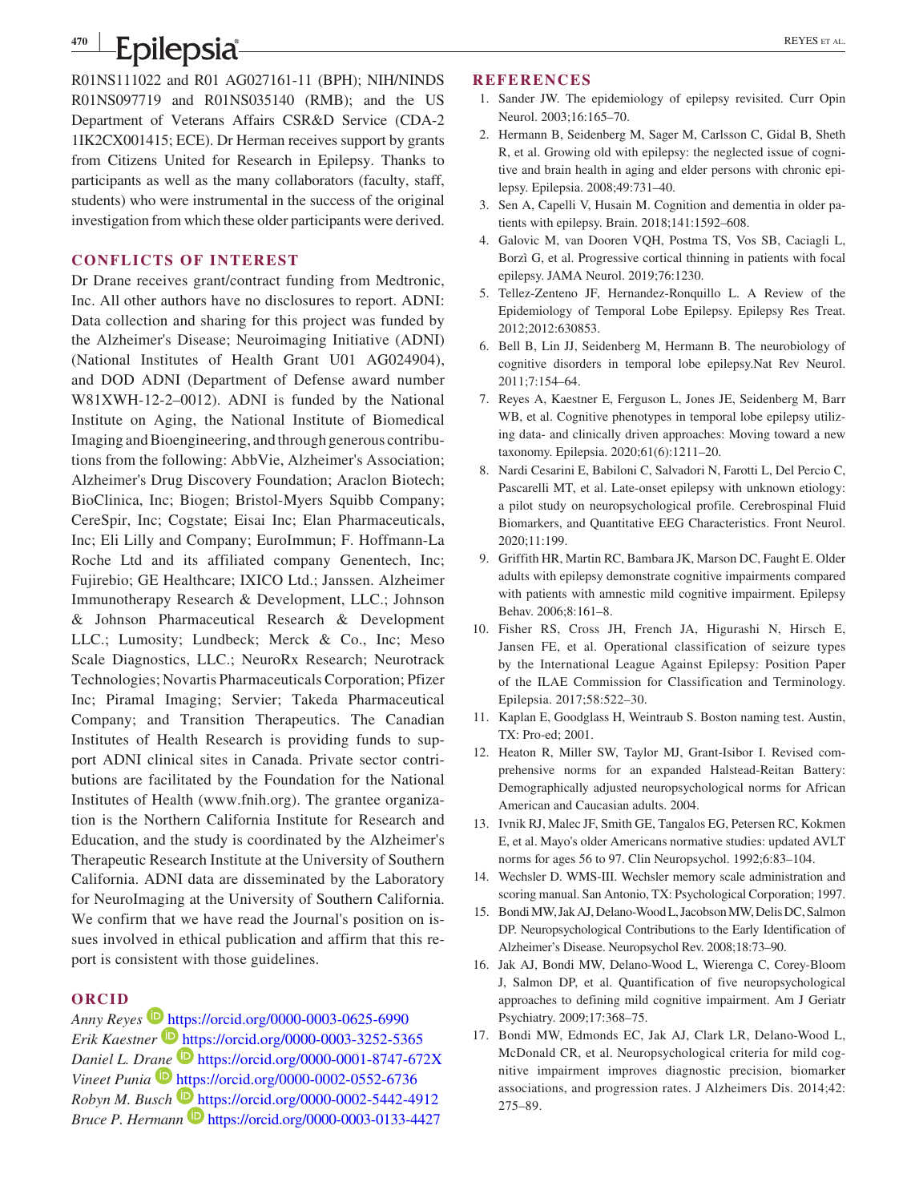R01NS111022 and R01 AG027161-11 (BPH); NIH/NINDS R01NS097719 and R01NS035140 (RMB); and the US Department of Veterans Affairs CSR&D Service (CDA-2 1IK2CX001415; ECE). Dr Herman receives support by grants from Citizens United for Research in Epilepsy. Thanks to participants as well as the many collaborators (faculty, staff, students) who were instrumental in the success of the original investigation from which these older participants were derived.

## CONFLICTS OF INTEREST

Dr Drane receives grant/contract funding from Medtronic, Inc. All other authors have no disclosures to report. ADNI: Data collection and sharing for this project was funded by the Alzheimer's Disease; Neuroimaging Initiative (ADNI) (National Institutes of Health Grant U01 AG024904), and DOD ADNI (Department of Defense award number W81XWH-12-2–0012). ADNI is funded by the National Institute on Aging, the National Institute of Biomedical Imaging and Bioengineering, and through generous contributions from the following: AbbVie, Alzheimer's Association; Alzheimer's Drug Discovery Foundation; Araclon Biotech; BioClinica, Inc; Biogen; Bristol-Myers Squibb Company; CereSpir, Inc; Cogstate; Eisai Inc; Elan Pharmaceuticals, Inc; Eli Lilly and Company; EuroImmun; F. Hoffmann-La Roche Ltd and its affiliated company Genentech, Inc; Fujirebio; GE Healthcare; IXICO Ltd.; Janssen. Alzheimer Immunotherapy Research & Development, LLC.; Johnson & Johnson Pharmaceutical Research & Development LLC.; Lumosity; Lundbeck; Merck & Co., Inc; Meso Scale Diagnostics, LLC.; NeuroRx Research; Neurotrack Technologies; Novartis Pharmaceuticals Corporation; Pfizer Inc; Piramal Imaging; Servier; Takeda Pharmaceutical Company; and Transition Therapeutics. The Canadian Institutes of Health Research is providing funds to support ADNI clinical sites in Canada. Private sector contributions are facilitated by the Foundation for the National Institutes of Health (www.fnih.org). The grantee organization is the Northern California Institute for Research and Education, and the study is coordinated by the Alzheimer's Therapeutic Research Institute at the University of Southern California. ADNI data are disseminated by the Laboratory for NeuroImaging at the University of Southern California. We confirm that we have read the Journal's position on issues involved in ethical publication and affirm that this report is consistent with those guidelines.

## ORCID

*Anny Reyes* https://orcid.org/0000-0003-0625-6990
*Erik Kaestner* https://orcid.org/0000-0003-3252-5365
*Daniel L. Drane* https://orcid.org/0000-0001-8747-672X
*Vineet Punia* https://orcid.org/0000-0002-0552-6736
*Robyn M. Busch* https://orcid.org/0000-0002-5442-4912
*Bruce P. Hermann* https://orcid.org/0000-0003-0133-4427

## REFERENCES

1. Sander JW. The epidemiology of epilepsy revisited. Curr Opin Neurol. 2003;16:165–70.
2. Hermann B, Seidenberg M, Sager M, Carlsson C, Gidal B, Sheth R, et al. Growing old with epilepsy: the neglected issue of cognitive and brain health in aging and elder persons with chronic epilepsy. Epilepsia. 2008;49:731–40.
3. Sen A, Capelli V, Husain M. Cognition and dementia in older patients with epilepsy. Brain. 2018;141:1592–608.
4. Galovic M, van Dooren VQH, Postma TS, Vos SB, Caciagli L, Borzì G, et al. Progressive cortical thinning in patients with focal epilepsy. JAMA Neurol. 2019;76:1230.
5. Tellez-Zenteno JF, Hernandez-Ronquillo L. A Review of the Epidemiology of Temporal Lobe Epilepsy. Epilepsy Res Treat. 2012;2012:630853.
6. Bell B, Lin JJ, Seidenberg M, Hermann B. The neurobiology of cognitive disorders in temporal lobe epilepsy.Nat Rev Neurol. 2011;7:154–64.
7. Reyes A, Kaestner E, Ferguson L, Jones JE, Seidenberg M, Barr WB, et al. Cognitive phenotypes in temporal lobe epilepsy utilizing data- and clinically driven approaches: Moving toward a new taxonomy. Epilepsia. 2020;61(6):1211–20.
8. Nardi Cesarini E, Babiloni C, Salvadori N, Farotti L, Del Percio C, Pascarelli MT, et al. Late-onset epilepsy with unknown etiology: a pilot study on neuropsychological profile. Cerebrospinal Fluid Biomarkers, and Quantitative EEG Characteristics. Front Neurol. 2020;11:199.
9. Griffith HR, Martin RC, Bambara JK, Marson DC, Faught E. Older adults with epilepsy demonstrate cognitive impairments compared with patients with amnestic mild cognitive impairment. Epilepsy Behav. 2006;8:161–8.
10. Fisher RS, Cross JH, French JA, Higurashi N, Hirsch E, Jansen FE, et al. Operational classification of seizure types by the International League Against Epilepsy: Position Paper of the ILAE Commission for Classification and Terminology. Epilepsia. 2017;58:522–30.
11. Kaplan E, Goodglass H, Weintraub S. Boston naming test. Austin, TX: Pro-ed; 2001.
12. Heaton R, Miller SW, Taylor MJ, Grant-Isibor I. Revised comprehensive norms for an expanded Halstead-Reitan Battery: Demographically adjusted neuropsychological norms for African American and Caucasian adults. 2004.
13. Ivnik RJ, Malec JF, Smith GE, Tangalos EG, Petersen RC, Kokmen E, et al. Mayo's older Americans normative studies: updated AVLT norms for ages 56 to 97. Clin Neuropsychol. 1992;6:83–104.
14. Wechsler D. WMS-III. Wechsler memory scale administration and scoring manual. San Antonio, TX: Psychological Corporation; 1997.
15. Bondi MW, Jak AJ, Delano-Wood L, Jacobson MW, Delis DC, Salmon DP. Neuropsychological Contributions to the Early Identification of Alzheimer's Disease. Neuropsychol Rev. 2008;18:73–90.
16. Jak AJ, Bondi MW, Delano-Wood L, Wierenga C, Corey-Bloom J, Salmon DP, et al. Quantification of five neuropsychological approaches to defining mild cognitive impairment. Am J Geriatr Psychiatry. 2009;17:368–75.
17. Bondi MW, Edmonds EC, Jak AJ, Clark LR, Delano-Wood L, McDonald CR, et al. Neuropsychological criteria for mild cognitive impairment improves diagnostic precision, biomarker associations, and progression rates. J Alzheimers Dis. 2014;42: 275–89.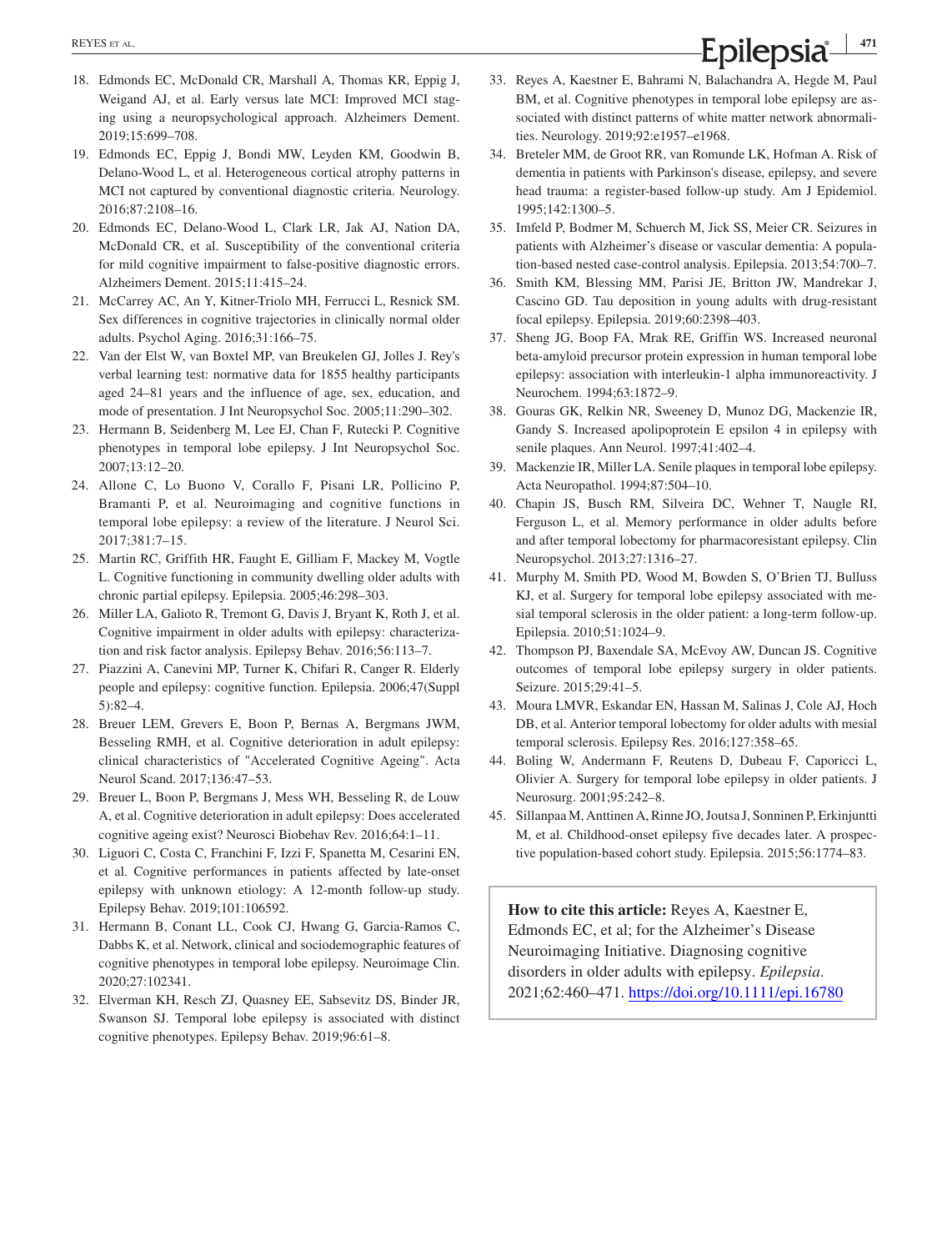18. Edmonds EC, McDonald CR, Marshall A, Thomas KR, Eppig J, Weigand AJ, et al. Early versus late MCI: Improved MCI staging using a neuropsychological approach. Alzheimers Dement. 2019;15:699–708.
19. Edmonds EC, Eppig J, Bondi MW, Leyden KM, Goodwin B, Delano-Wood L, et al. Heterogeneous cortical atrophy patterns in MCI not captured by conventional diagnostic criteria. Neurology. 2016;87:2108–16.
20. Edmonds EC, Delano-Wood L, Clark LR, Jak AJ, Nation DA, McDonald CR, et al. Susceptibility of the conventional criteria for mild cognitive impairment to false-positive diagnostic errors. Alzheimers Dement. 2015;11:415–24.
21. McCarrey AC, An Y, Kitner-Triolo MH, Ferrucci L, Resnick SM. Sex differences in cognitive trajectories in clinically normal older adults. Psychol Aging. 2016;31:166–75.
22. Van der Elst W, van Boxtel MP, van Breukelen GJ, Jolles J. Rey's verbal learning test: normative data for 1855 healthy participants aged 24–81 years and the influence of age, sex, education, and mode of presentation. J Int Neuropsychol Soc. 2005;11:290–302.
23. Hermann B, Seidenberg M, Lee EJ, Chan F, Rutecki P. Cognitive phenotypes in temporal lobe epilepsy. J Int Neuropsychol Soc. 2007;13:12–20.
24. Allone C, Lo Buono V, Corallo F, Pisani LR, Pollicino P, Bramanti P, et al. Neuroimaging and cognitive functions in temporal lobe epilepsy: a review of the literature. J Neurol Sci. 2017;381:7–15.
25. Martin RC, Griffith HR, Faught E, Gilliam F, Mackey M, Vogtle L. Cognitive functioning in community dwelling older adults with chronic partial epilepsy. Epilepsia. 2005;46:298–303.
26. Miller LA, Galioto R, Tremont G, Davis J, Bryant K, Roth J, et al. Cognitive impairment in older adults with epilepsy: characterization and risk factor analysis. Epilepsy Behav. 2016;56:113–7.
27. Piazzini A, Canevini MP, Turner K, Chifari R, Canger R. Elderly people and epilepsy: cognitive function. Epilepsia. 2006;47(Suppl 5):82–4.
28. Breuer LEM, Grevers E, Boon P, Bernas A, Bergmans JWM, Besseling RMH, et al. Cognitive deterioration in adult epilepsy: clinical characteristics of "Accelerated Cognitive Ageing". Acta Neurol Scand. 2017;136:47–53.
29. Breuer L, Boon P, Bergmans J, Mess WH, Besseling R, de Louw A, et al. Cognitive deterioration in adult epilepsy: Does accelerated cognitive ageing exist? Neurosci Biobehav Rev. 2016;64:1–11.
30. Liguori C, Costa C, Franchini F, Izzi F, Spanetta M, Cesarini EN, et al. Cognitive performances in patients affected by late-onset epilepsy with unknown etiology: A 12-month follow-up study. Epilepsy Behav. 2019;101:106592.
31. Hermann B, Conant LL, Cook CJ, Hwang G, Garcia-Ramos C, Dabbs K, et al. Network, clinical and sociodemographic features of cognitive phenotypes in temporal lobe epilepsy. Neuroimage Clin. 2020;27:102341.
32. Elverman KH, Resch ZJ, Quasney EE, Sabsevitz DS, Binder JR, Swanson SJ. Temporal lobe epilepsy is associated with distinct cognitive phenotypes. Epilepsy Behav. 2019;96:61–8.
33. Reyes A, Kaestner E, Bahrami N, Balachandra A, Hegde M, Paul BM, et al. Cognitive phenotypes in temporal lobe epilepsy are associated with distinct patterns of white matter network abnormalities. Neurology. 2019;92:e1957–e1968.
34. Breteler MM, de Groot RR, van Romunde LK, Hofman A. Risk of dementia in patients with Parkinson's disease, epilepsy, and severe head trauma: a register-based follow-up study. Am J Epidemiol. 1995;142:1300–5.
35. Imfeld P, Bodmer M, Schuerch M, Jick SS, Meier CR. Seizures in patients with Alzheimer's disease or vascular dementia: A population-based nested case-control analysis. Epilepsia. 2013;54:700–7.
36. Smith KM, Blessing MM, Parisi JE, Britton JW, Mandrekar J, Cascino GD. Tau deposition in young adults with drug-resistant focal epilepsy. Epilepsia. 2019;60:2398–403.
37. Sheng JG, Boop FA, Mrak RE, Griffin WS. Increased neuronal beta-amyloid precursor protein expression in human temporal lobe epilepsy: association with interleukin-1 alpha immunoreactivity. J Neurochem. 1994;63:1872–9.
38. Gouras GK, Relkin NR, Sweeney D, Munoz DG, Mackenzie IR, Gandy S. Increased apolipoprotein E epsilon 4 in epilepsy with senile plaques. Ann Neurol. 1997;41:402–4.
39. Mackenzie IR, Miller LA. Senile plaques in temporal lobe epilepsy. Acta Neuropathol. 1994;87:504–10.
40. Chapin JS, Busch RM, Silveira DC, Wehner T, Naugle RI, Ferguson L, et al. Memory performance in older adults before and after temporal lobectomy for pharmacoresistant epilepsy. Clin Neuropsychol. 2013;27:1316–27.
41. Murphy M, Smith PD, Wood M, Bowden S, O'Brien TJ, Bulluss KJ, et al. Surgery for temporal lobe epilepsy associated with mesial temporal sclerosis in the older patient: a long-term follow-up. Epilepsia. 2010;51:1024–9.
42. Thompson PJ, Baxendale SA, McEvoy AW, Duncan JS. Cognitive outcomes of temporal lobe epilepsy surgery in older patients. Seizure. 2015;29:41–5.
43. Moura LMVR, Eskandar EN, Hassan M, Salinas J, Cole AJ, Hoch DB, et al. Anterior temporal lobectomy for older adults with mesial temporal sclerosis. Epilepsy Res. 2016;127:358–65.
44. Boling W, Andermann F, Reutens D, Dubeau F, Caporicci L, Olivier A. Surgery for temporal lobe epilepsy in older patients. J Neurosurg. 2001;95:242–8.
45. Sillanpaa M, Anttinen A, Rinne JO, Joutsa J, Sonninen P, Erkinjuntti M, et al. Childhood-onset epilepsy five decades later. A prospective population-based cohort study. Epilepsia. 2015;56:1774–83.

**How to cite this article:** Reyes A, Kaestner E, Edmonds EC, et al; for the Alzheimer's Disease Neuroimaging Initiative. Diagnosing cognitive disorders in older adults with epilepsy. *Epilepsia*. 2021;62:460–471. https://doi.org/10.1111/epi.16780